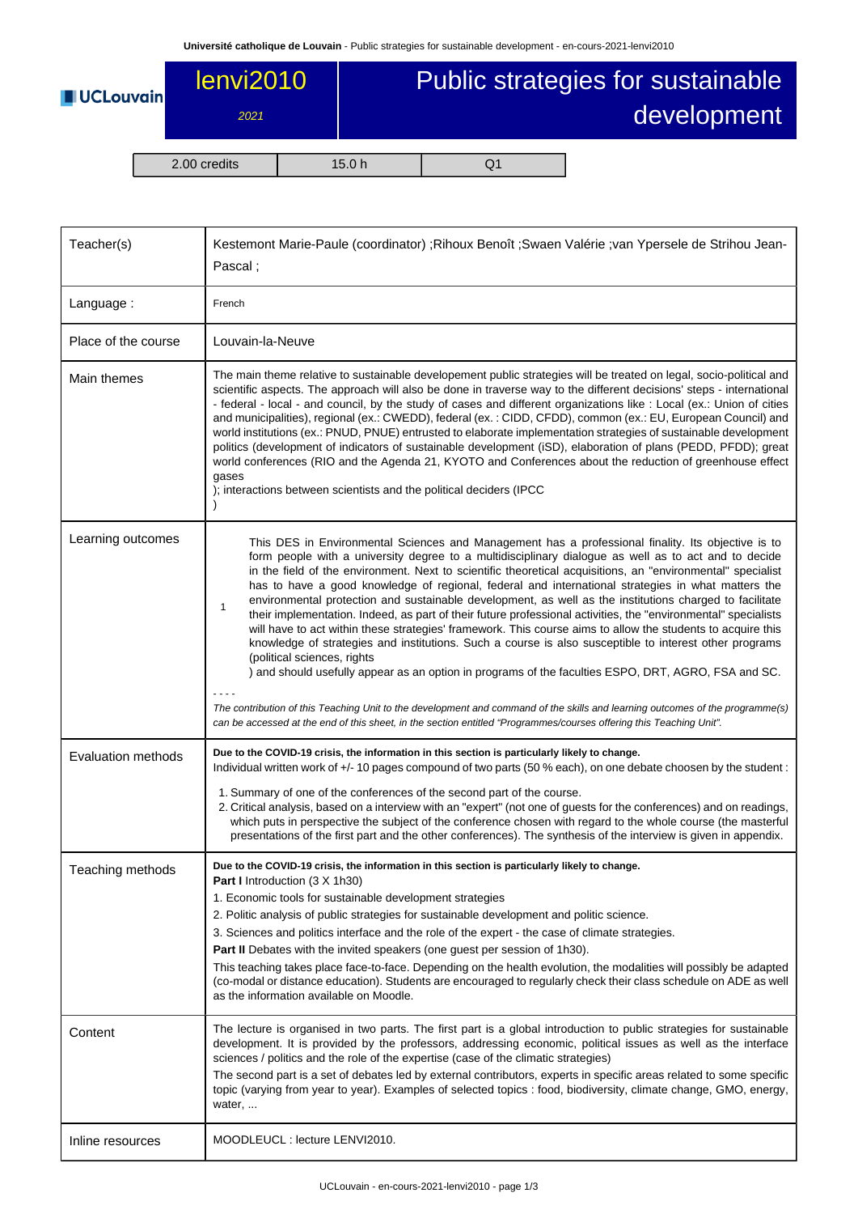# lenvi2010 — Public strategies for sustainable development

*2021*

| 2.00 credits | 15.0 h | Q1 |
|---|---|---|

| | |
|---|---|
| Teacher(s) | Kestemont Marie-Paule (coordinator) ;Rihoux Benoît ;Swaen Valérie ;van Ypersele de Strihou Jean-Pascal ; |
| Language : | French |
| Place of the course | Louvain-la-Neuve |
| Main themes | The main theme relative to sustainable developement public strategies will be treated on legal, socio-political and scientific aspects. The approach will also be done in traverse way to the different decisions' steps - international - federal - local - and council, by the study of cases and different organizations like : Local (ex.: Union of cities and municipalities), regional (ex.: CWEDD), federal (ex. : CIDD, CFDD), common (ex.: EU, European Council) and world institutions (ex.: PNUD, PNUE) entrusted to elaborate implementation strategies of sustainable development politics (development of indicators of sustainable development (iSD), elaboration of plans (PEDD, PFDD); great world conferences (RIO and the Agenda 21, KYOTO and Conferences about the reduction of greenhouse effect gases ); interactions between scientists and the political deciders (IPCC ) |
| Learning outcomes | 1 — This DES in Environmental Sciences and Management has a professional finality. Its objective is to form people with a university degree to a multidisciplinary dialogue as well as to act and to decide in the field of the environment. Next to scientific theoretical acquisitions, an "environmental" specialist has to have a good knowledge of regional, federal and international strategies in what matters the environmental protection and sustainable development, as well as the institutions charged to facilitate their implementation. Indeed, as part of their future professional activities, the "environmental" specialists will have to act within these strategies' framework. This course aims to allow the students to acquire this knowledge of strategies and institutions. Such a course is also susceptible to interest other programs (political sciences, rights ) and should usefully appear as an option in programs of the faculties ESPO, DRT, AGRO, FSA and SC.<br>- - - -<br>*The contribution of this Teaching Unit to the development and command of the skills and learning outcomes of the programme(s) can be accessed at the end of this sheet, in the section entitled "Programmes/courses offering this Teaching Unit".* |
| Evaluation methods | **Due to the COVID-19 crisis, the information in this section is particularly likely to change.**<br>Individual written work of +/- 10 pages compound of two parts (50 % each), on one debate choosen by the student :<br>1. Summary of one of the conferences of the second part of the course.<br>2. Critical analysis, based on a interview with an "expert" (not one of guests for the conferences) and on readings, which puts in perspective the subject of the conference chosen with regard to the whole course (the masterful presentations of the first part and the other conferences). The synthesis of the interview is given in appendix. |
| Teaching methods | **Due to the COVID-19 crisis, the information in this section is particularly likely to change.**<br>**Part I** Introduction (3 X 1h30)<br>1. Economic tools for sustainable development strategies<br>2. Politic analysis of public strategies for sustainable development and politic science.<br>3. Sciences and politics interface and the role of the expert - the case of climate strategies.<br>**Part II** Debates with the invited speakers (one guest per session of 1h30).<br>This teaching takes place face-to-face. Depending on the health evolution, the modalities will possibly be adapted (co-modal or distance education). Students are encouraged to regularly check their class schedule on ADE as well as the information available on Moodle. |
| Content | The lecture is organised in two parts. The first part is a global introduction to public strategies for sustainable development. It is provided by the professors, addressing economic, political issues as well as the interface sciences / politics and the role of the expertise (case of the climatic strategies)<br>The second part is a set of debates led by external contributors, experts in specific areas related to some specific topic (varying from year to year). Examples of selected topics : food, biodiversity, climate change, GMO, energy, water, ... |
| Inline resources | MOODLEUCL : lecture LENVI2010. |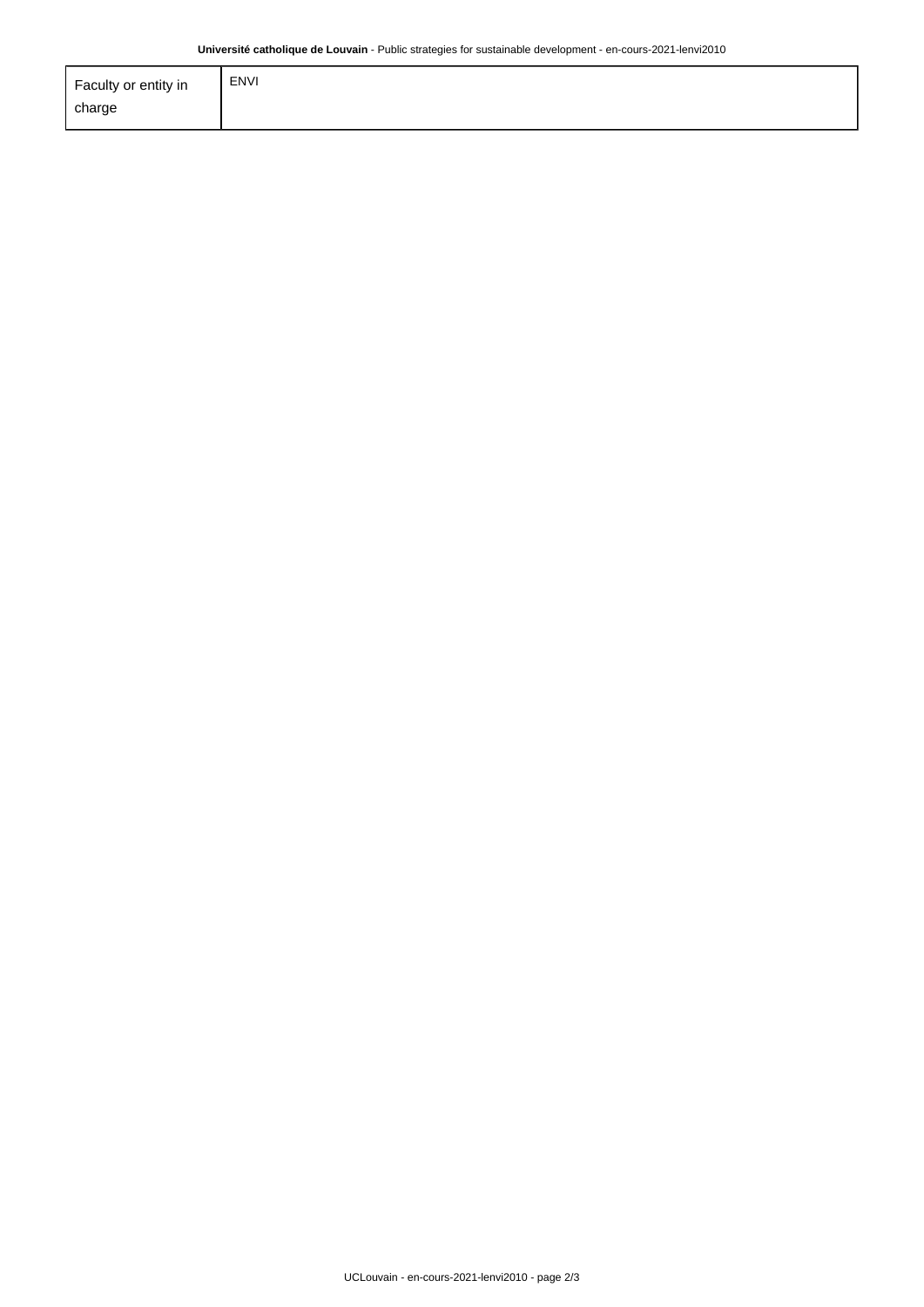| Faculty or entity in charge | ENVI |
|---|---|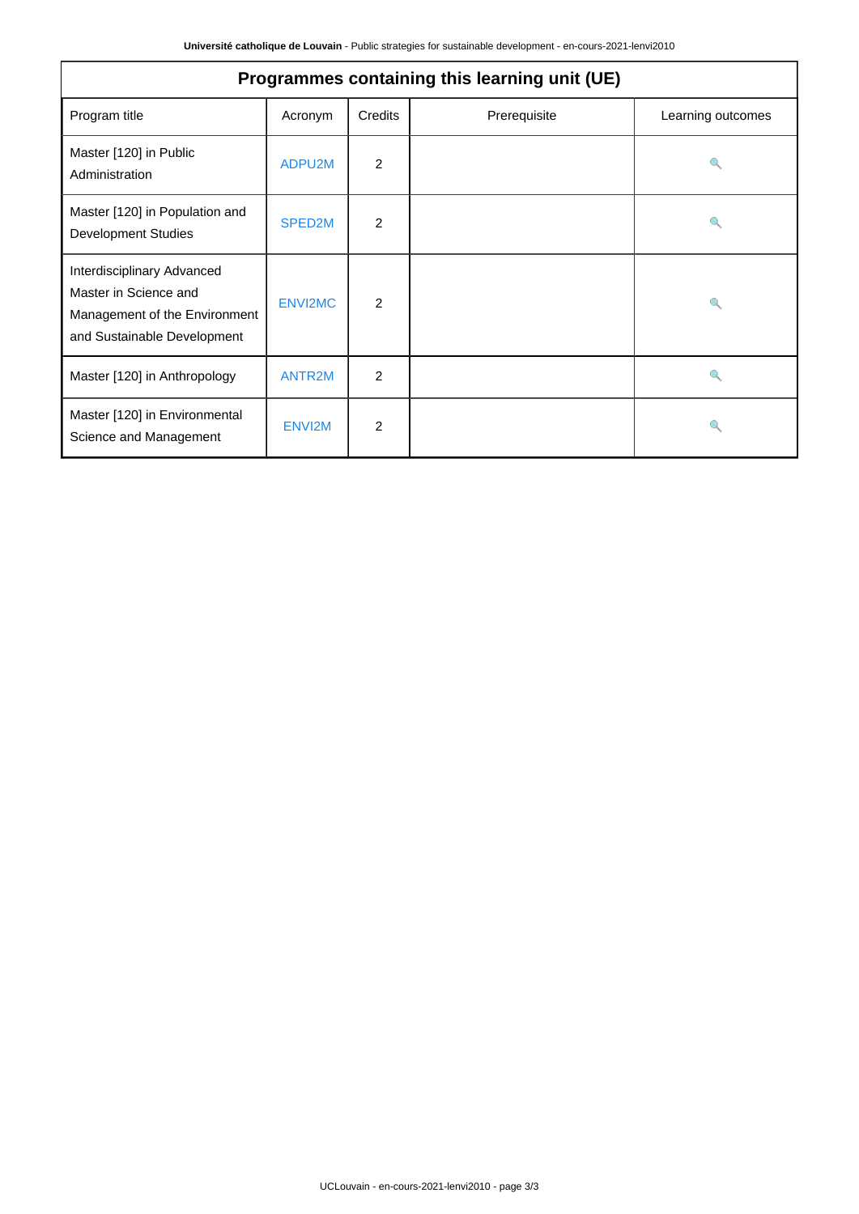## Programmes containing this learning unit (UE)

| Program title | Acronym | Credits | Prerequisite | Learning outcomes |
|---|---|---|---|---|
| Master [120] in Public Administration | ADPU2M | 2 | | |
| Master [120] in Population and Development Studies | SPED2M | 2 | | |
| Interdisciplinary Advanced Master in Science and Management of the Environment and Sustainable Development | ENVI2MC | 2 | | |
| Master [120] in Anthropology | ANTR2M | 2 | | |
| Master [120] in Environmental Science and Management | ENVI2M | 2 | | |